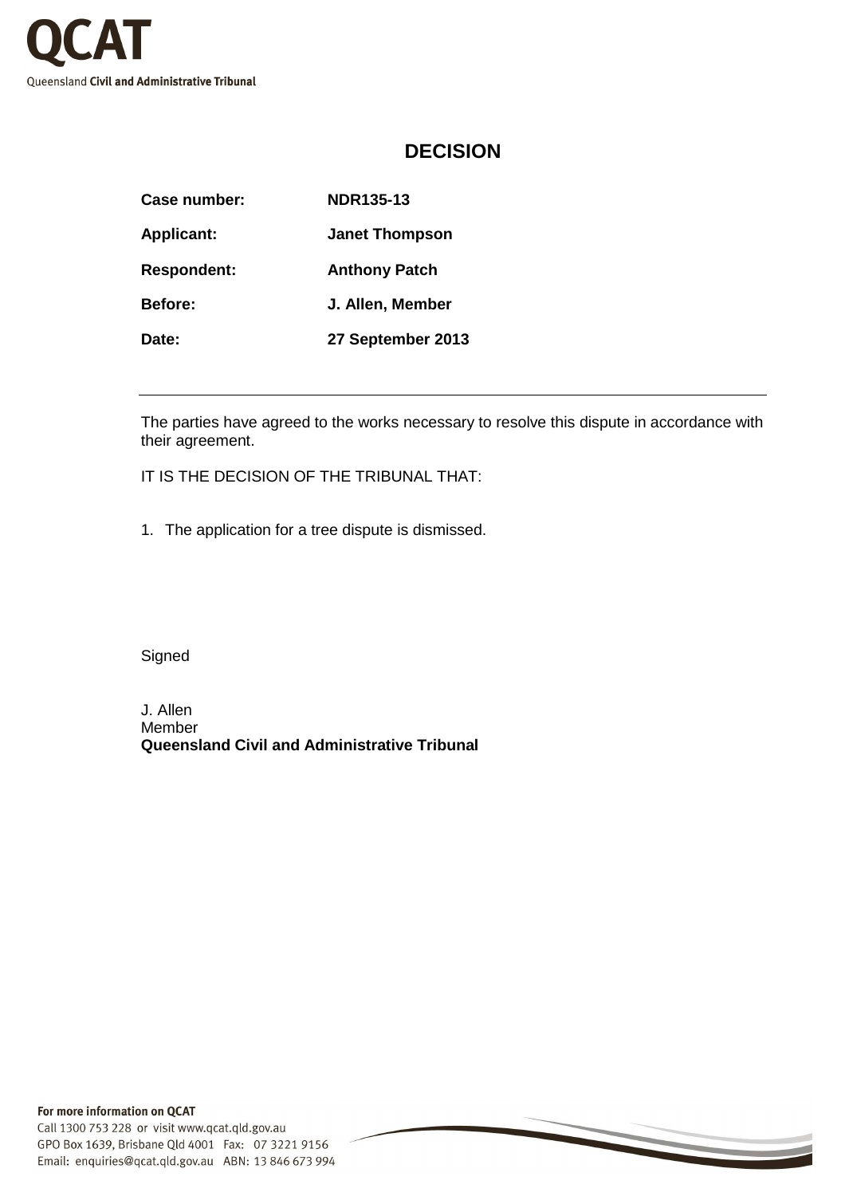# DECISION

| | |
|---|---|
| **Case number:** | **NDR135-13** |
| **Applicant:** | **Janet Thompson** |
| **Respondent:** | **Anthony Patch** |
| **Before:** | **J. Allen, Member** |
| **Date:** | **27 September 2013** |

---

The parties have agreed to the works necessary to resolve this dispute in accordance with their agreement.

IT IS THE DECISION OF THE TRIBUNAL THAT:

1. The application for a tree dispute is dismissed.

Signed

J. Allen
Member
**Queensland Civil and Administrative Tribunal**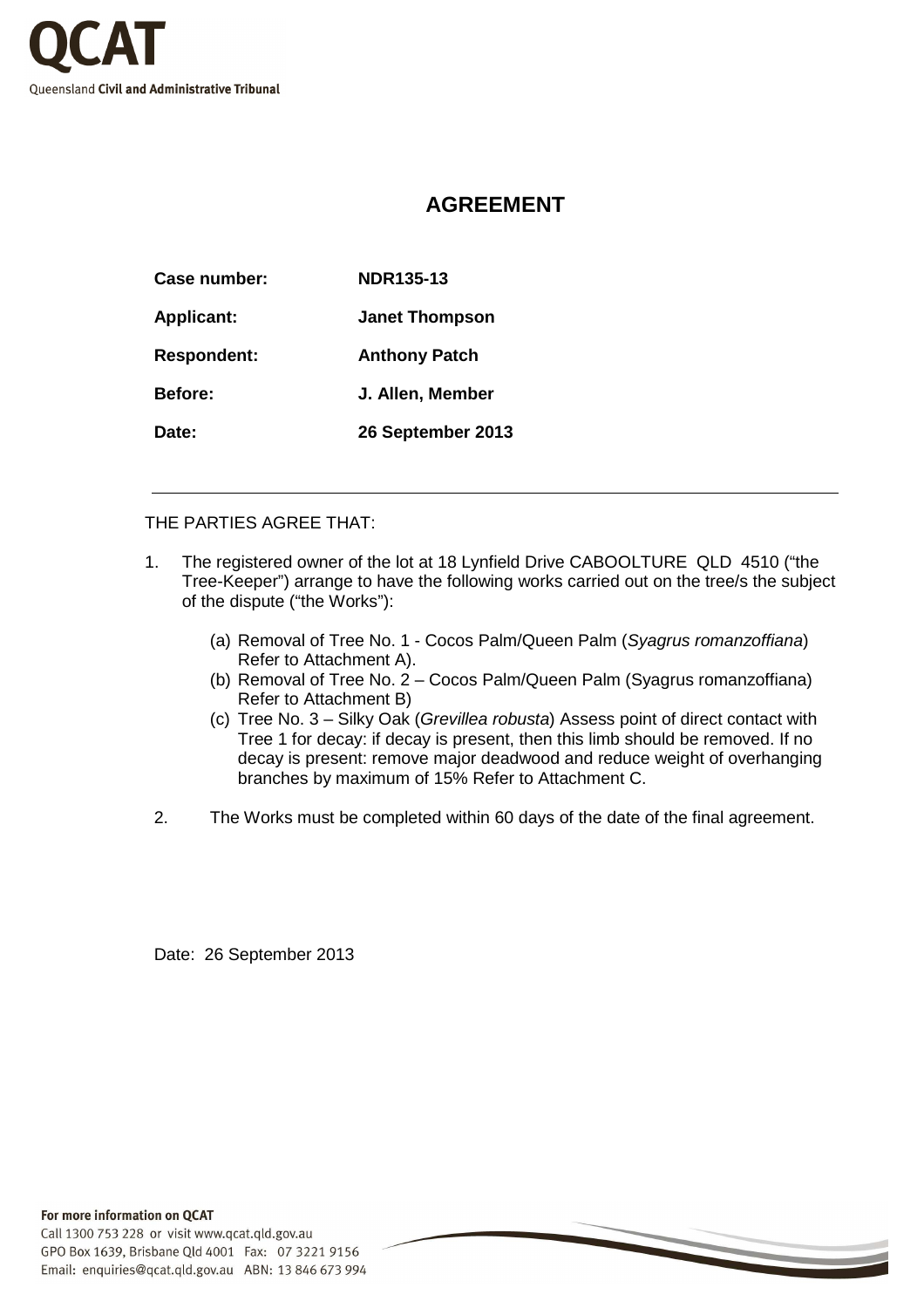# AGREEMENT

| | |
|---|---|
| **Case number:** | **NDR135-13** |
| **Applicant:** | **Janet Thompson** |
| **Respondent:** | **Anthony Patch** |
| **Before:** | **J. Allen, Member** |
| **Date:** | **26 September 2013** |

---

THE PARTIES AGREE THAT:

1. The registered owner of the lot at 18 Lynfield Drive CABOOLTURE QLD 4510 ("the Tree-Keeper") arrange to have the following works carried out on the tree/s the subject of the dispute ("the Works"):

   (a) Removal of Tree No. 1 - Cocos Palm/Queen Palm (*Syagrus romanzoffiana*) Refer to Attachment A).

   (b) Removal of Tree No. 2 – Cocos Palm/Queen Palm (Syagrus romanzoffiana) Refer to Attachment B)

   (c) Tree No. 3 – Silky Oak (*Grevillea robusta*) Assess point of direct contact with Tree 1 for decay: if decay is present, then this limb should be removed. If no decay is present: remove major deadwood and reduce weight of overhanging branches by maximum of 15% Refer to Attachment C.

2. The Works must be completed within 60 days of the date of the final agreement.

Date: 26 September 2013